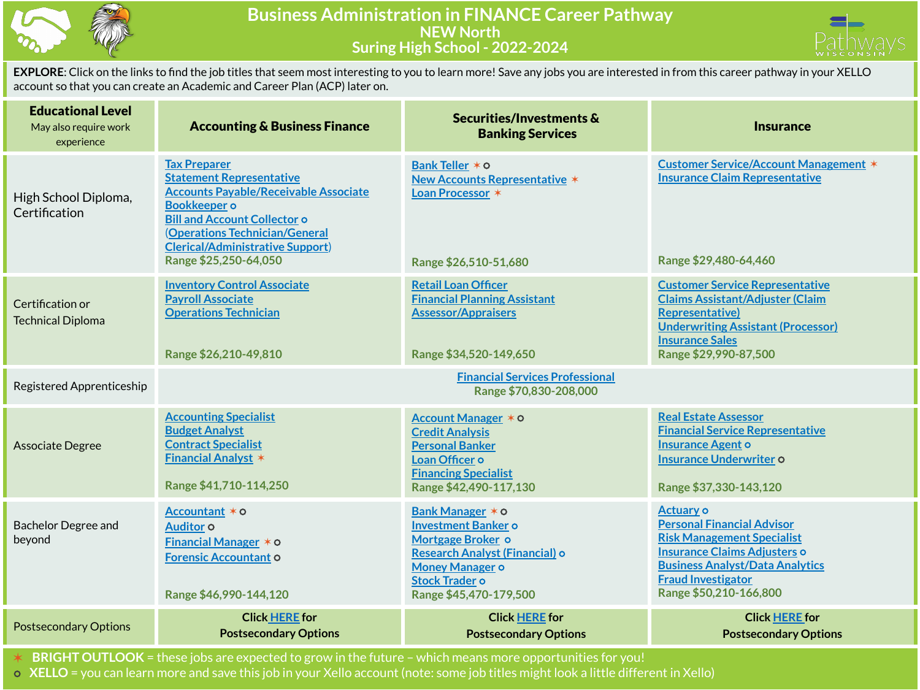# Business Administration in FINANCE Career Pathway

## NEW North
## Suring High School - 2022-2024

**EXPLORE**: Click on the links to find the job titles that seem most interesting to you to learn more! Save any jobs you are interested in from this career pathway in your XELLO account so that you can create an Academic and Career Plan (ACP) later on.

| **Educational Level** May also require work experience | **Accounting & Business Finance** | **Securities/Investments & Banking Services** | **Insurance** |
|---|---|---|---|
| High School Diploma, Certification | Tax Preparer<br>Statement Representative<br>Accounts Payable/Receivable Associate<br>Bookkeeper ○<br>Bill and Account Collector ○<br>(Operations Technician/General Clerical/Administrative Support)<br>Range $25,250-64,050 | Bank Teller ✶ ○<br>New Accounts Representative ✶<br>Loan Processor ✶<br>Range $26,510-51,680 | Customer Service/Account Management ✶<br>Insurance Claim Representative<br>Range $29,480-64,460 |
| Certification or Technical Diploma | Inventory Control Associate<br>Payroll Associate<br>Operations Technician<br>Range $26,210-49,810 | Retail Loan Officer<br>Financial Planning Assistant<br>Assessor/Appraisers<br>Range $34,520-149,650 | Customer Service Representative<br>Claims Assistant/Adjuster (Claim Representative)<br>Underwriting Assistant (Processor)<br>Insurance Sales<br>Range $29,990-87,500 |
| Registered Apprenticeship | Financial Services Professional<br>Range $70,830-208,000 | | |
| Associate Degree | Accounting Specialist<br>Budget Analyst<br>Contract Specialist<br>Financial Analyst ✶<br>Range $41,710-114,250 | Account Manager ✶ ○<br>Credit Analysis<br>Personal Banker<br>Loan Officer ○<br>Financing Specialist<br>Range $42,490-117,130 | Real Estate Assessor<br>Financial Service Representative<br>Insurance Agent ○<br>Insurance Underwriter ○<br>Range $37,330-143,120 |
| Bachelor Degree and beyond | Accountant ✶ ○<br>Auditor ○<br>Financial Manager ✶ ○<br>Forensic Accountant ○<br>Range $46,990-144,120 | Bank Manager ✶ ○<br>Investment Banker ○<br>Mortgage Broker ○<br>Research Analyst (Financial) ○<br>Money Manager ○<br>Stock Trader ○<br>Range $45,470-179,500 | Actuary ○<br>Personal Financial Advisor<br>Risk Management Specialist<br>Insurance Claims Adjusters ○<br>Business Analyst/Data Analytics<br>Fraud Investigator<br>Range $50,210-166,800 |
| Postsecondary Options | Click HERE for Postsecondary Options | Click HERE for Postsecondary Options | Click HERE for Postsecondary Options |

✶ **BRIGHT OUTLOOK** = these jobs are expected to grow in the future – which means more opportunities for you!

○ **XELLO** = you can learn more and save this job in your Xello account (note: some job titles might look a little different in Xello)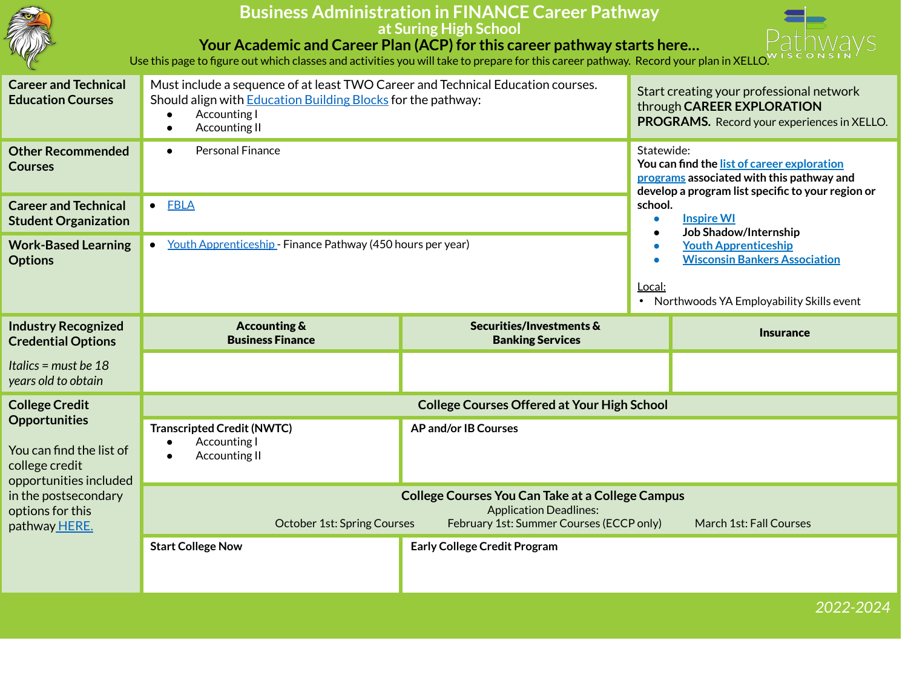# Business Administration in FINANCE Career Pathway

## at Suring High School

### Your Academic and Career Plan (ACP) for this career pathway starts here...

Use this page to figure out which classes and activities you will take to prepare for this career pathway. Record your plan in XELLO.

| | |
|---|---|
| **Career and Technical Education Courses** | Must include a sequence of at least TWO Career and Technical Education courses. Should align with Education Building Blocks for the pathway:<br>• Accounting I<br>• Accounting II |
| **Other Recommended Courses** | • Personal Finance |
| **Career and Technical Student Organization** | • FBLA |
| **Work-Based Learning Options** | • Youth Apprenticeship - Finance Pathway (450 hours per year) |

Start creating your professional network through **CAREER EXPLORATION PROGRAMS.** Record your experiences in XELLO.

Statewide:
**You can find the list of career exploration programs associated with this pathway and develop a program list specific to your region or school.**

- **Inspire WI**
- **Job Shadow/Internship**
- **Youth Apprenticeship**
- **Wisconsin Bankers Association**

Local:

- Northwoods YA Employability Skills event

**Industry Recognized Credential Options**

*Italics = must be 18 years old to obtain*

| Accounting & Business Finance | Securities/Investments & Banking Services | Insurance |
|---|---|---|
| | | |

**College Credit Opportunities**

You can find the list of college credit opportunities included in the postsecondary options for this pathway HERE.

**College Courses Offered at Your High School**

| Transcripted Credit (NWTC) | AP and/or IB Courses |
|---|---|
| • Accounting I<br>• Accounting II | |

**College Courses You Can Take at a College Campus**

Application Deadlines:
October 1st: Spring Courses — February 1st: Summer Courses (ECCP only) — March 1st: Fall Courses

| Start College Now | Early College Credit Program |
|---|---|
| | |

*2022-2024*